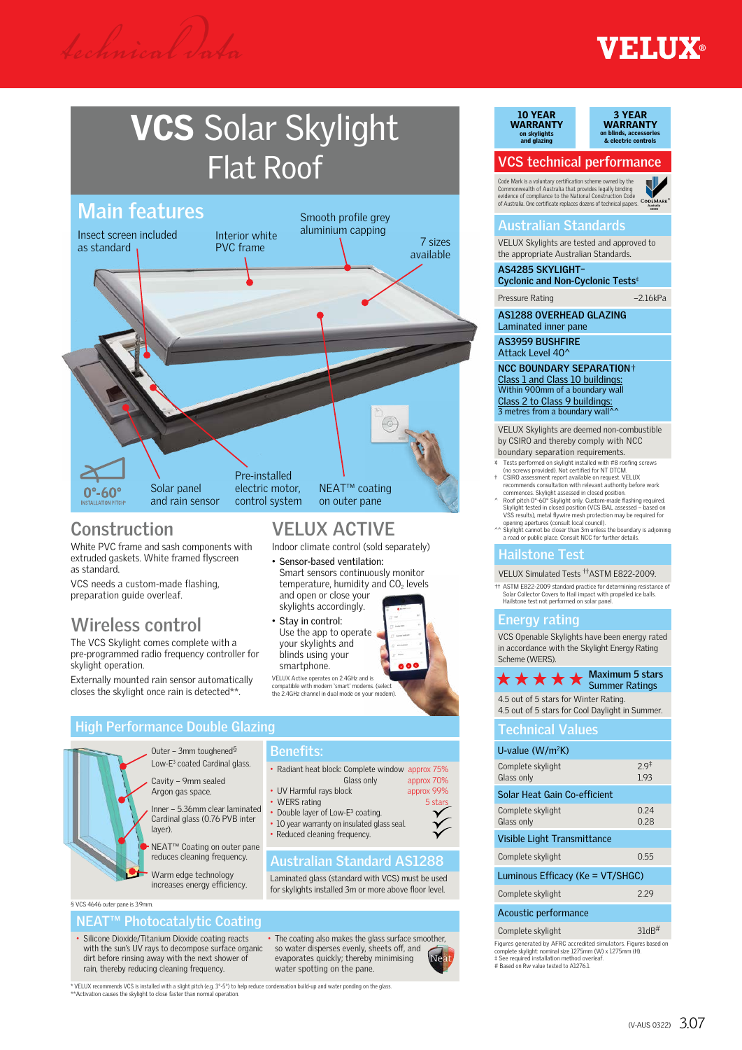Technical Data

VELUX®

# VCS Solar Skylight Flat Roof

## Main features

- Insect screen included as standard
- Interior white PVC frame
- Smooth profile grey aluminium capping
- 7 sizes available
- 0°-60° INSTALLATION PITCH*
- Solar panel and rain sensor
- Pre-installed electric motor, control system
- NEAT™ coating on outer pane

## Construction

White PVC frame and sash components with extruded gaskets. White framed flyscreen as standard.

VCS needs a custom-made flashing, preparation guide overleaf.

## Wireless control

The VCS Skylight comes complete with a pre-programmed radio frequency controller for skylight operation.

Externally mounted rain sensor automatically closes the skylight once rain is detected**.

## VELUX ACTIVE

Indoor climate control (sold separately)

- Sensor-based ventilation: Smart sensors continuously monitor temperature, humidity and $CO_2$ levels and open or close your skylights accordingly.
- Stay in control: Use the app to operate your skylights and blinds using your smartphone.

VELUX Active operates on 2.4GHz and is compatible with modern 'smart' modems. (select the 2.4GHz channel in dual mode on your modem).

## High Performance Double Glazing

- Outer – 3mm toughened§ Low-E³ coated Cardinal glass.
- Cavity – 9mm sealed Argon gas space.
- Inner – 5.36mm clear laminated Cardinal glass (0.76 PVB inter layer).
- NEAT™ Coating on outer pane reduces cleaning frequency.
- Warm edge technology increases energy efficiency.

§ VCS 4646 outer pane is 3.9mm.

## Benefits:

| | | |
|---|---|---|
| • Radiant heat block: Complete window | | approx 75% |
| | Glass only | approx 70% |
| • UV Harmful rays block | | approx 99% |
| • WERS rating | | 5 stars |
| • Double layer of Low-E³ coating. | | ✓ |
| • 10 year warranty on insulated glass seal. | | ✓ |
| • Reduced cleaning frequency. | | ✓ |

## Australian Standard AS1288

Laminated glass (standard with VCS) must be used for skylights installed 3m or more above floor level.

## NEAT™ Photocatalytic Coating

- Silicone Dioxide/Titanium Dioxide coating reacts with the sun's UV rays to decompose surface organic dirt before rinsing away with the next shower of rain, thereby reducing cleaning frequency.
- The coating also makes the glass surface smoother, so water disperses evenly, sheds off, and evaporates quickly; thereby minimising water spotting on the pane.

\* VELUX recommends VCS is installed with a slight pitch (e.g. 3°-5°) to help reduce condensation build-up and water ponding on the glass.
\*\*Activation causes the skylight to close faster than normal operation.

**10 YEAR WARRANTY** on skylights and glazing

**3 YEAR WARRANTY** on blinds, accessories & electric controls

## VCS technical performance

Code Mark is a voluntary certification scheme owned by the Commonwealth of Australia that provides legally binding evidence of compliance to the National Construction Code of Australia. One certificate replaces dozens of technical papers.

### Australian Standards

VELUX Skylights are tested and approved to the appropriate Australian Standards.

**AS4285 SKYLIGHT- Cyclonic and Non-Cyclonic Tests‡**

| | |
|---|---|
| Pressure Rating | -2.16kPa |

**AS1288 OVERHEAD GLAZING**
Laminated inner pane

**AS3959 BUSHFIRE**
Attack Level 40^

**NCC BOUNDARY SEPARATION†**
Class 1 and Class 10 buildings:
Within 900mm of a boundary wall
Class 2 to Class 9 buildings:
3 metres from a boundary wall^^

VELUX Skylights are deemed non-combustible by CSIRO and thereby comply with NCC boundary separation requirements.

‡ Tests performed on skylight installed with #8 roofing screws (no screws provided). Not certified for NT DTCM.
† CSIRO assessment report available on request. VELUX recommends consultation with relevant authority before work commences. Skylight assessed in closed position.
^ Roof pitch 0°-60° Skylight only. Custom-made flashing required. Skylight tested in closed position (VCS BAL assessed – based on VSS results), metal flywire mesh protection may be required for opening apertures (consult local council).
^^ Skylight cannot be closer than 3m unless the boundary is adjoining a road or public place. Consult NCC for further details.

### Hailstone Test

VELUX Simulated Tests ††ASTM E822-2009.

†† ASTM E822-2009 standard practice for determining resistance of Solar Collector Covers to Hail impact with propelled ice balls. Hailstone test not performed on solar panel.

### Energy rating

VCS Openable Skylights have been energy rated in accordance with the Skylight Energy Rating Scheme (WERS).

★★★★★ Maximum 5 stars Summer Ratings

4.5 out of 5 stars for Winter Rating.
4.5 out of 5 stars for Cool Daylight in Summer.

### Technical Values

| U-value (W/m²K) | |
|---|---|
| Complete skylight | 2.9‡ |
| Glass only | 1.93 |
| **Solar Heat Gain Co-efficient** | |
| Complete skylight | 0.24 |
| Glass only | 0.28 |
| **Visible Light Transmittance** | |
| Complete skylight | 0.55 |
| **Luminous Efficacy (Ke = VT/SHGC)** | |
| Complete skylight | 2.29 |
| **Acoustic performance** | |
| Complete skylight | 31dB# |

Figures generated by AFRC accredited simulators. Figures based on complete skylight: nominal size 1275mm (W) x 1275mm (H).
‡ See required installation method overleaf.
\# Based on Rw value tested to A1276.1.

(V-AUS 0322)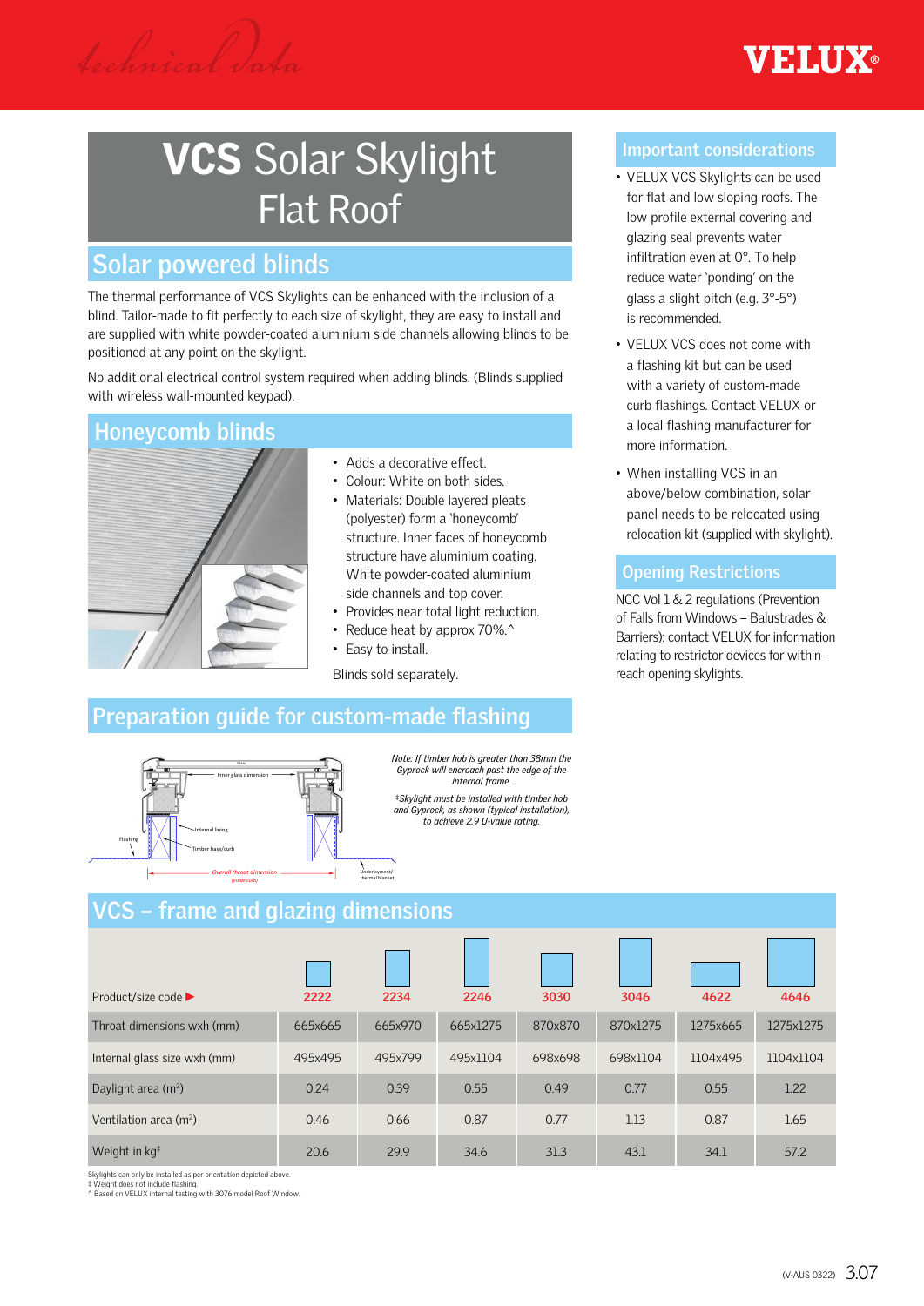# VCS Solar Skylight Flat Roof

## Solar powered blinds

The thermal performance of VCS Skylights can be enhanced with the inclusion of a blind. Tailor-made to fit perfectly to each size of skylight, they are easy to install and are supplied with white powder-coated aluminium side channels allowing blinds to be positioned at any point on the skylight.

No additional electrical control system required when adding blinds. (Blinds supplied with wireless wall-mounted keypad).

## Honeycomb blinds

- Adds a decorative effect.
- Colour: White on both sides.
- Materials: Double layered pleats (polyester) form a 'honeycomb' structure. Inner faces of honeycomb structure have aluminium coating. White powder-coated aluminium side channels and top cover.
- Provides near total light reduction.
- Reduce heat by approx 70%.^
- Easy to install.

Blinds sold separately.

## Preparation guide for custom-made flashing

Glass
Inner glass dimension
Internal lining
Flashing
Timber base/curb
Overall throat dimension (inside curb)
Underlayment/ thermal blanket

*Note: If timber hob is greater than 38mm the Gyprock will encroach past the edge of the internal frame.*

*‡Skylight must be installed with timber hob and Gyprock, as shown (typical installation), to achieve 2.9 U-value rating.*

## Important considerations

- VELUX VCS Skylights can be used for flat and low sloping roofs. The low profile external covering and glazing seal prevents water infiltration even at 0°. To help reduce water 'ponding' on the glass a slight pitch (e.g. 3°-5°) is recommended.
- VELUX VCS does not come with a flashing kit but can be used with a variety of custom-made curb flashings. Contact VELUX or a local flashing manufacturer for more information.
- When installing VCS in an above/below combination, solar panel needs to be relocated using relocation kit (supplied with skylight).

## Opening Restrictions

NCC Vol 1 & 2 regulations (Prevention of Falls from Windows – Balustrades & Barriers): contact VELUX for information relating to restrictor devices for within-reach opening skylights.

## VCS – frame and glazing dimensions

| Product/size code ▶ | 2222 | 2234 | 2246 | 3030 | 3046 | 4622 | 4646 |
|---|---|---|---|---|---|---|---|
| Throat dimensions wxh (mm) | 665x665 | 665x970 | 665x1275 | 870x870 | 870x1275 | 1275x665 | 1275x1275 |
| Internal glass size wxh (mm) | 495x495 | 495x799 | 495x1104 | 698x698 | 698x1104 | 1104x495 | 1104x1104 |
| Daylight area ($m^2$) | 0.24 | 0.39 | 0.55 | 0.49 | 0.77 | 0.55 | 1.22 |
| Ventilation area ($m^2$) | 0.46 | 0.66 | 0.87 | 0.77 | 1.13 | 0.87 | 1.65 |
| Weight in kg‡ | 20.6 | 29.9 | 34.6 | 31.3 | 43.1 | 34.1 | 57.2 |

Skylights can only be installed as per orientation depicted above.
‡ Weight does not include flashing.
^ Based on VELUX internal testing with 3076 model Roof Window.

(V-AUS 0322) 3.07